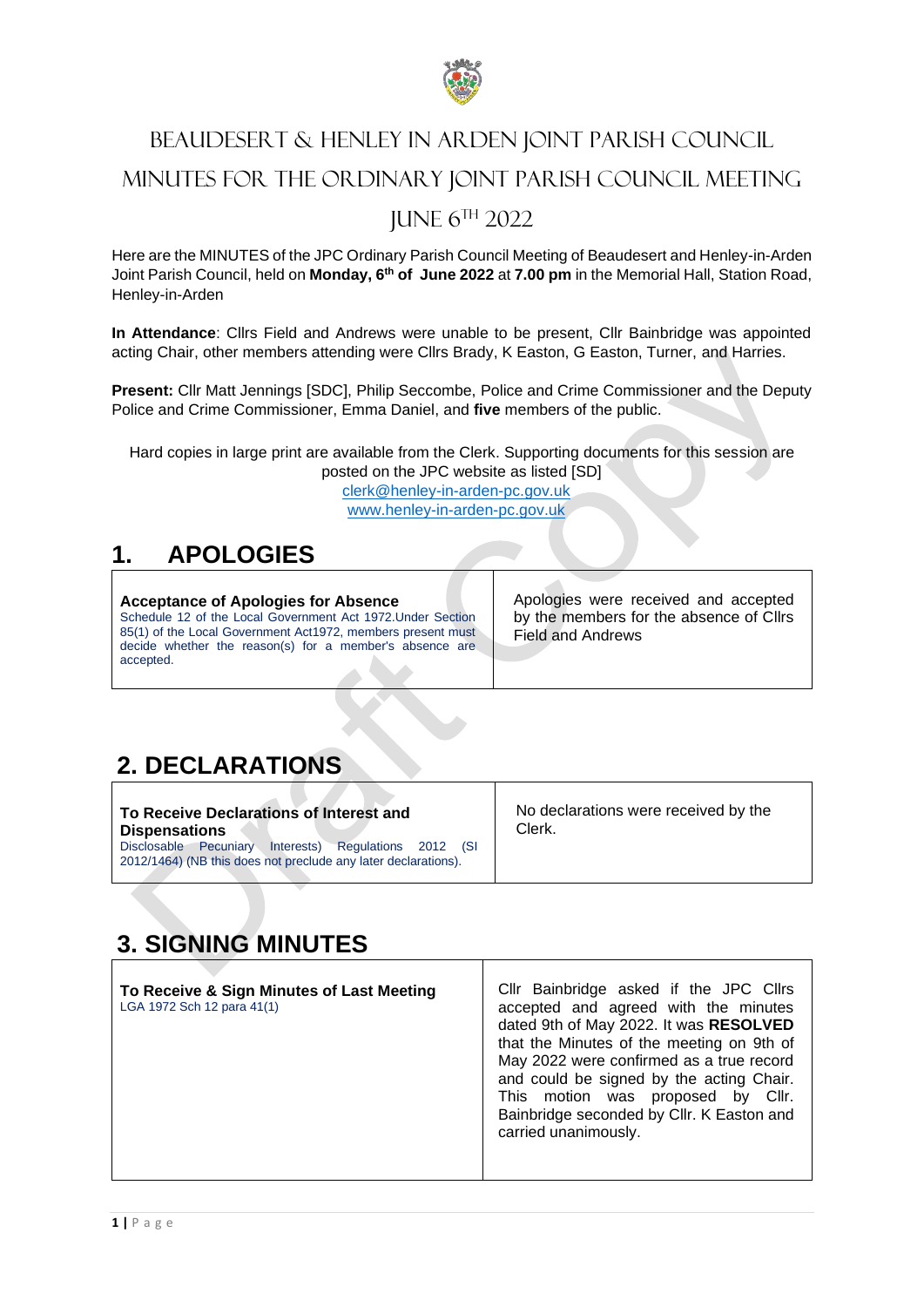# Beaudesert & Henley in Arden Joint Parish Council

# Minutes for the Ordinary Joint Parish Council Meeting

# June 6th 2022

Here are the MINUTES of the JPC Ordinary Parish Council Meeting of Beaudesert and Henley-in-Arden Joint Parish Council, held on **Monday, 6th of June 2022** at **7.00 pm** in the Memorial Hall, Station Road, Henley-in-Arden

**In Attendance**: Cllrs Field and Andrews were unable to be present, Cllr Bainbridge was appointed acting Chair, other members attending were Cllrs Brady, K Easton, G Easton, Turner, and Harries.

**Present:** Cllr Matt Jennings [SDC], Philip Seccombe, Police and Crime Commissioner and the Deputy Police and Crime Commissioner, Emma Daniel, and **five** members of the public.

Hard copies in large print are available from the Clerk. Supporting documents for this session are posted on the JPC website as listed [SD]

clerk@henley-in-arden-pc.gov.uk

www.henley-in-arden-pc.gov.uk

## 1. APOLOGIES

| **Acceptance of Apologies for Absence**<br>Schedule 12 of the Local Government Act 1972.Under Section 85(1) of the Local Government Act1972, members present must decide whether the reason(s) for a member's absence are accepted. | Apologies were received and accepted by the members for the absence of Cllrs Field and Andrews |
|---|---|

## 2. DECLARATIONS

| **To Receive Declarations of Interest and Dispensations**<br>Disclosable Pecuniary Interests) Regulations 2012 (SI 2012/1464) (NB this does not preclude any later declarations). | No declarations were received by the Clerk. |
|---|---|

## 3. SIGNING MINUTES

| **To Receive & Sign Minutes of Last Meeting**<br>LGA 1972 Sch 12 para 41(1) | Cllr Bainbridge asked if the JPC Cllrs accepted and agreed with the minutes dated 9th of May 2022. It was **RESOLVED** that the Minutes of the meeting on 9th of May 2022 were confirmed as a true record and could be signed by the acting Chair. This motion was proposed by Cllr. Bainbridge seconded by Cllr. K Easton and carried unanimously. |
|---|---|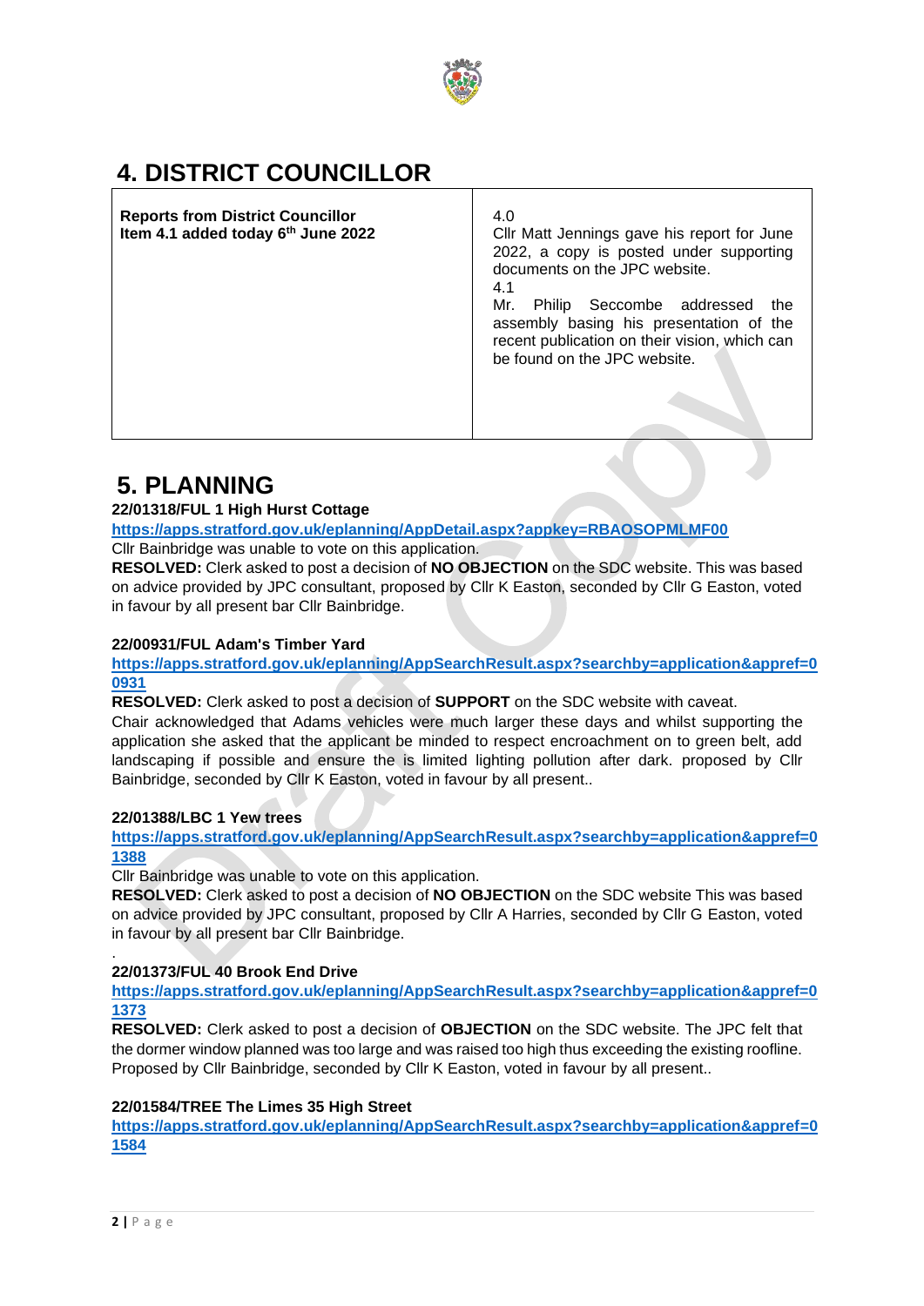## 4. DISTRICT COUNCILLOR

| **Reports from District Councillor**<br>**Item 4.1 added today 6th June 2022** | 4.0<br>Cllr Matt Jennings gave his report for June 2022, a copy is posted under supporting documents on the JPC website.<br>4.1<br>Mr. Philip Seccombe addressed the assembly basing his presentation of the recent publication on their vision, which can be found on the JPC website. |
|---|---|

## 5. PLANNING

**22/01318/FUL 1 High Hurst Cottage**

**https://apps.stratford.gov.uk/eplanning/AppDetail.aspx?appkey=RBAOSOPMLMF00**

Cllr Bainbridge was unable to vote on this application.

**RESOLVED:** Clerk asked to post a decision of **NO OBJECTION** on the SDC website. This was based on advice provided by JPC consultant, proposed by Cllr K Easton, seconded by Cllr G Easton, voted in favour by all present bar Cllr Bainbridge.

**22/00931/FUL Adam's Timber Yard**

**https://apps.stratford.gov.uk/eplanning/AppSearchResult.aspx?searchby=application&appref=00931**

**RESOLVED:** Clerk asked to post a decision of **SUPPORT** on the SDC website with caveat.

Chair acknowledged that Adams vehicles were much larger these days and whilst supporting the application she asked that the applicant be minded to respect encroachment on to green belt, add landscaping if possible and ensure the is limited lighting pollution after dark. proposed by Cllr Bainbridge, seconded by Cllr K Easton, voted in favour by all present..

**22/01388/LBC 1 Yew trees**

**https://apps.stratford.gov.uk/eplanning/AppSearchResult.aspx?searchby=application&appref=01388**

Cllr Bainbridge was unable to vote on this application.

**RESOLVED:** Clerk asked to post a decision of **NO OBJECTION** on the SDC website This was based on advice provided by JPC consultant, proposed by Cllr A Harries, seconded by Cllr G Easton, voted in favour by all present bar Cllr Bainbridge.

.

**22/01373/FUL 40 Brook End Drive**

**https://apps.stratford.gov.uk/eplanning/AppSearchResult.aspx?searchby=application&appref=01373**

**RESOLVED:** Clerk asked to post a decision of **OBJECTION** on the SDC website. The JPC felt that the dormer window planned was too large and was raised too high thus exceeding the existing roofline. Proposed by Cllr Bainbridge, seconded by Cllr K Easton, voted in favour by all present..

**22/01584/TREE The Limes 35 High Street**

**https://apps.stratford.gov.uk/eplanning/AppSearchResult.aspx?searchby=application&appref=01584**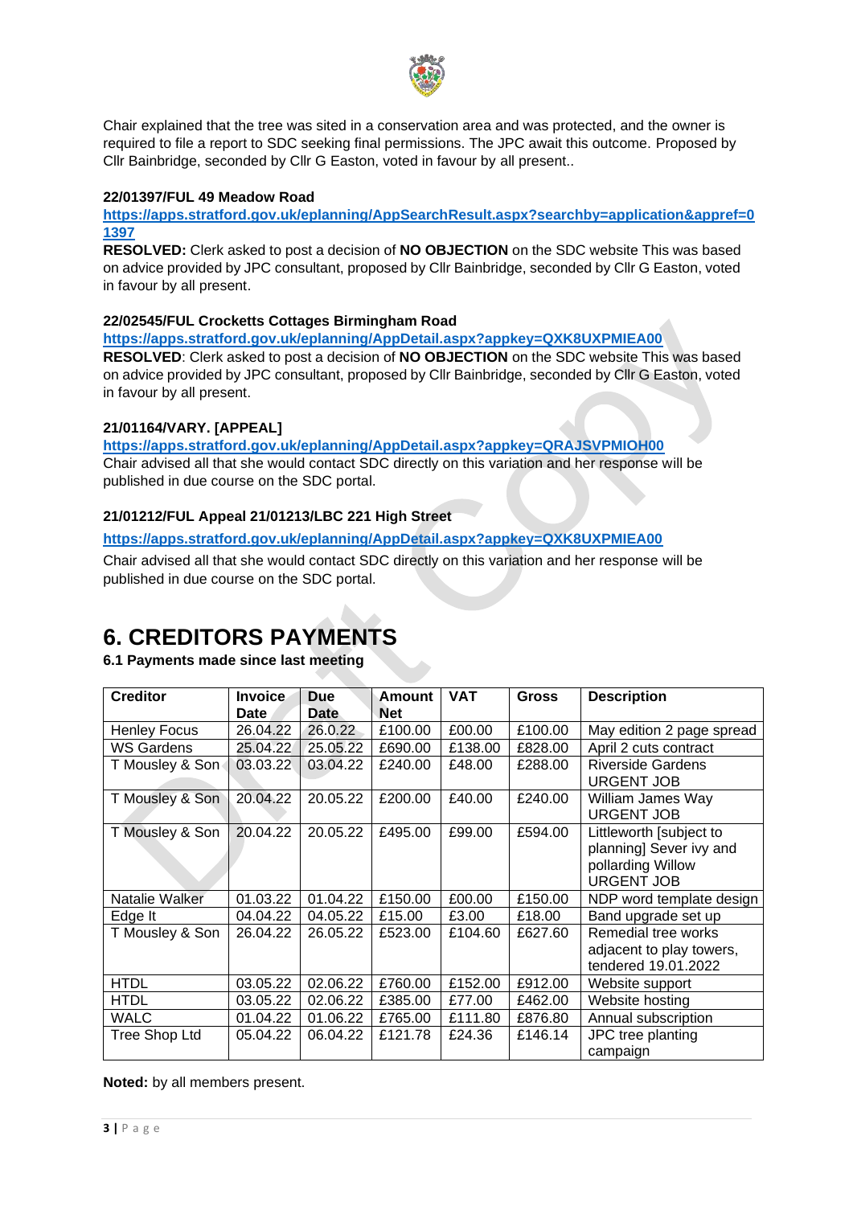Chair explained that the tree was sited in a conservation area and was protected, and the owner is required to file a report to SDC seeking final permissions. The JPC await this outcome. Proposed by Cllr Bainbridge, seconded by Cllr G Easton, voted in favour by all present..

**22/01397/FUL 49 Meadow Road**

**https://apps.stratford.gov.uk/eplanning/AppSearchResult.aspx?searchby=application&appref=01397**

**RESOLVED:** Clerk asked to post a decision of **NO OBJECTION** on the SDC website This was based on advice provided by JPC consultant, proposed by Cllr Bainbridge, seconded by Cllr G Easton, voted in favour by all present.

**22/02545/FUL Crocketts Cottages Birmingham Road**

**https://apps.stratford.gov.uk/eplanning/AppDetail.aspx?appkey=QXK8UXPMIEA00**

**RESOLVED**: Clerk asked to post a decision of **NO OBJECTION** on the SDC website This was based on advice provided by JPC consultant, proposed by Cllr Bainbridge, seconded by Cllr G Easton, voted in favour by all present.

**21/01164/VARY. [APPEAL]**

**https://apps.stratford.gov.uk/eplanning/AppDetail.aspx?appkey=QRAJSVPMIOH00**

Chair advised all that she would contact SDC directly on this variation and her response will be published in due course on the SDC portal.

**21/01212/FUL Appeal 21/01213/LBC 221 High Street**

**https://apps.stratford.gov.uk/eplanning/AppDetail.aspx?appkey=QXK8UXPMIEA00**

Chair advised all that she would contact SDC directly on this variation and her response will be published in due course on the SDC portal.

# 6. CREDITORS PAYMENTS

**6.1 Payments made since last meeting**

| Creditor | Invoice Date | Due Date | Amount Net | VAT | Gross | Description |
|---|---|---|---|---|---|---|
| Henley Focus | 26.04.22 | 26.0.22 | £100.00 | £00.00 | £100.00 | May edition 2 page spread |
| WS Gardens | 25.04.22 | 25.05.22 | £690.00 | £138.00 | £828.00 | April 2 cuts contract |
| T Mousley & Son | 03.03.22 | 03.04.22 | £240.00 | £48.00 | £288.00 | Riverside Gardens URGENT JOB |
| T Mousley & Son | 20.04.22 | 20.05.22 | £200.00 | £40.00 | £240.00 | William James Way URGENT JOB |
| T Mousley & Son | 20.04.22 | 20.05.22 | £495.00 | £99.00 | £594.00 | Littleworth [subject to planning] Sever ivy and pollarding Willow URGENT JOB |
| Natalie Walker | 01.03.22 | 01.04.22 | £150.00 | £00.00 | £150.00 | NDP word template design |
| Edge It | 04.04.22 | 04.05.22 | £15.00 | £3.00 | £18.00 | Band upgrade set up |
| T Mousley & Son | 26.04.22 | 26.05.22 | £523.00 | £104.60 | £627.60 | Remedial tree works adjacent to play towers, tendered 19.01.2022 |
| HTDL | 03.05.22 | 02.06.22 | £760.00 | £152.00 | £912.00 | Website support |
| HTDL | 03.05.22 | 02.06.22 | £385.00 | £77.00 | £462.00 | Website hosting |
| WALC | 01.04.22 | 01.06.22 | £765.00 | £111.80 | £876.80 | Annual subscription |
| Tree Shop Ltd | 05.04.22 | 06.04.22 | £121.78 | £24.36 | £146.14 | JPC tree planting campaign |

**Noted:** by all members present.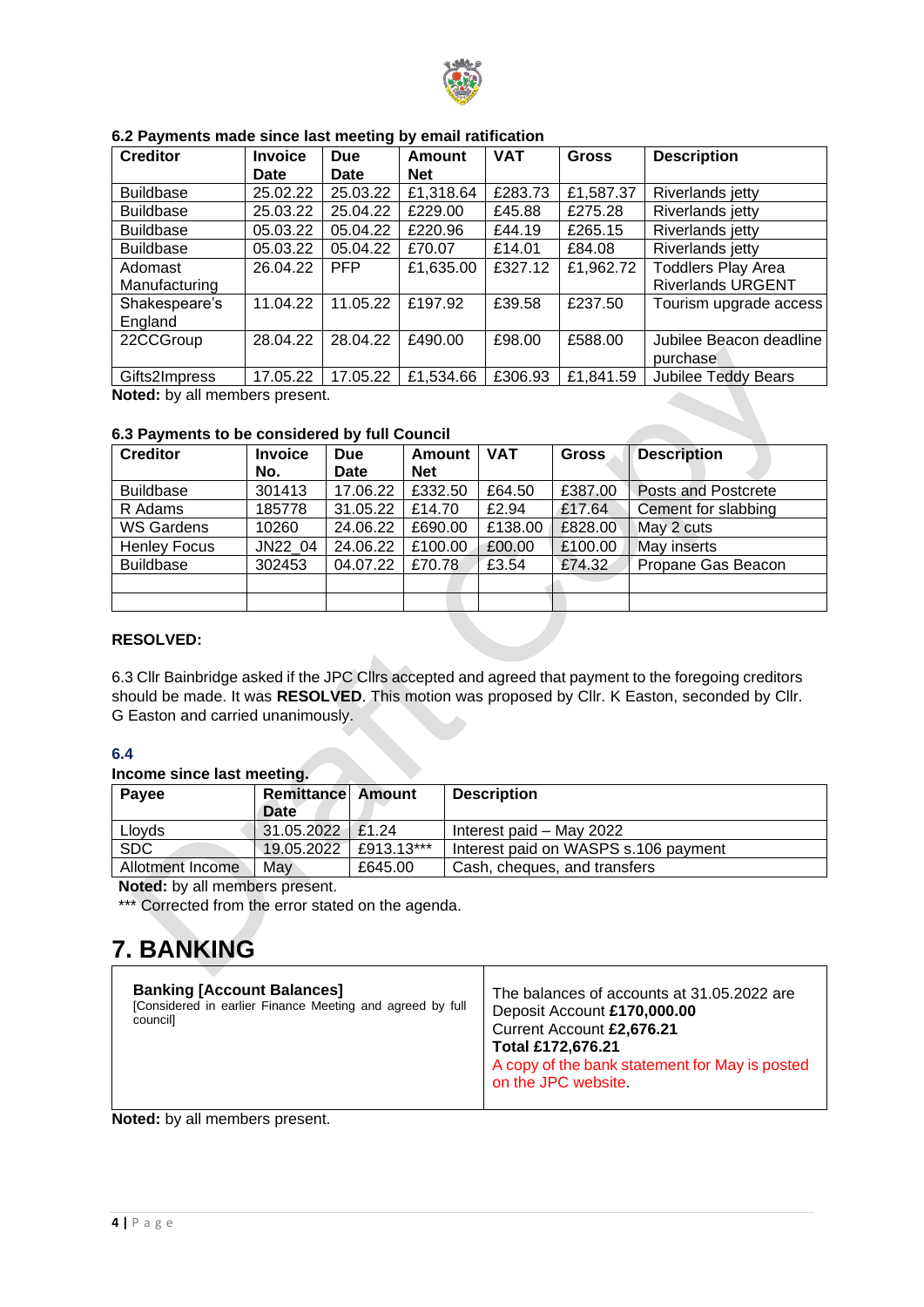#### 6.2 Payments made since last meeting by email ratification

| Creditor | Invoice Date | Due Date | Amount Net | VAT | Gross | Description |
|---|---|---|---|---|---|---|
| Buildbase | 25.02.22 | 25.03.22 | £1,318.64 | £283.73 | £1,587.37 | Riverlands jetty |
| Buildbase | 25.03.22 | 25.04.22 | £229.00 | £45.88 | £275.28 | Riverlands jetty |
| Buildbase | 05.03.22 | 05.04.22 | £220.96 | £44.19 | £265.15 | Riverlands jetty |
| Buildbase | 05.03.22 | 05.04.22 | £70.07 | £14.01 | £84.08 | Riverlands jetty |
| Adomast Manufacturing | 26.04.22 | PFP | £1,635.00 | £327.12 | £1,962.72 | Toddlers Play Area Riverlands URGENT |
| Shakespeare's England | 11.04.22 | 11.05.22 | £197.92 | £39.58 | £237.50 | Tourism upgrade access |
| 22CCGroup | 28.04.22 | 28.04.22 | £490.00 | £98.00 | £588.00 | Jubilee Beacon deadline purchase |
| Gifts2Impress | 17.05.22 | 17.05.22 | £1,534.66 | £306.93 | £1,841.59 | Jubilee Teddy Bears |

**Noted:** by all members present.

#### 6.3 Payments to be considered by full Council

| Creditor | Invoice No. | Due Date | Amount Net | VAT | Gross | Description |
|---|---|---|---|---|---|---|
| Buildbase | 301413 | 17.06.22 | £332.50 | £64.50 | £387.00 | Posts and Postcrete |
| R Adams | 185778 | 31.05.22 | £14.70 | £2.94 | £17.64 | Cement for slabbing |
| WS Gardens | 10260 | 24.06.22 | £690.00 | £138.00 | £828.00 | May 2 cuts |
| Henley Focus | JN22_04 | 24.06.22 | £100.00 | £00.00 | £100.00 | May inserts |
| Buildbase | 302453 | 04.07.22 | £70.78 | £3.54 | £74.32 | Propane Gas Beacon |
| | | | | | | |
| | | | | | | |

**RESOLVED:**

6.3 Cllr Bainbridge asked if the JPC Cllrs accepted and agreed that payment to the foregoing creditors should be made. It was **RESOLVED**. This motion was proposed by Cllr. K Easton, seconded by Cllr. G Easton and carried unanimously.

#### 6.4

#### Income since last meeting.

| Payee | Remittance Date | Amount | Description |
|---|---|---|---|
| Lloyds | 31.05.2022 | £1.24 | Interest paid – May 2022 |
| SDC | 19.05.2022 | £913.13*** | Interest paid on WASPS s.106 payment |
| Allotment Income | May | £645.00 | Cash, cheques, and transfers |

**Noted:** by all members present.

*** Corrected from the error stated on the agenda.

# 7. BANKING

| **Banking [Account Balances]** [Considered in earlier Finance Meeting and agreed by full council] | The balances of accounts at 31.05.2022 are Deposit Account **£170,000.00** Current Account **£2,676.21** **Total £172,676.21** A copy of the bank statement for May is posted on the JPC website. |
|---|---|

**Noted:** by all members present.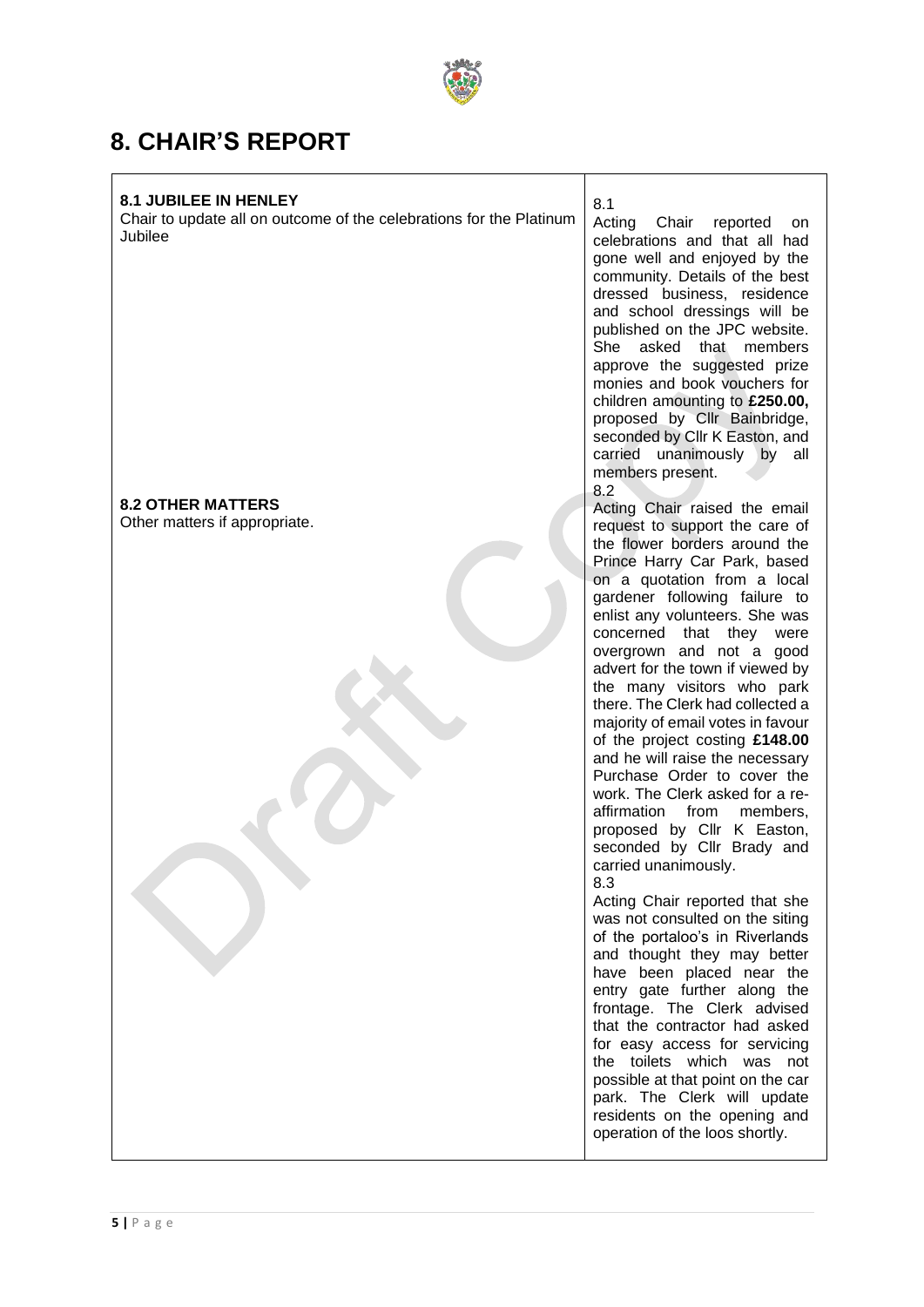# 8. CHAIR'S REPORT

| | |
|---|---|
| **8.1 JUBILEE IN HENLEY**<br>Chair to update all on outcome of the celebrations for the Platinum Jubilee | 8.1<br>Acting Chair reported on celebrations and that all had gone well and enjoyed by the community. Details of the best dressed business, residence and school dressings will be published on the JPC website. She asked that members approve the suggested prize monies and book vouchers for children amounting to **£250.00,** proposed by Cllr Bainbridge, seconded by Cllr K Easton, and carried unanimously by all members present. |
| **8.2 OTHER MATTERS**<br>Other matters if appropriate. | 8.2<br>Acting Chair raised the email request to support the care of the flower borders around the Prince Harry Car Park, based on a quotation from a local gardener following failure to enlist any volunteers. She was concerned that they were overgrown and not a good advert for the town if viewed by the many visitors who park there. The Clerk had collected a majority of email votes in favour of the project costing **£148.00** and he will raise the necessary Purchase Order to cover the work. The Clerk asked for a re-affirmation from members, proposed by Cllr K Easton, seconded by Cllr Brady and carried unanimously.<br>8.3<br>Acting Chair reported that she was not consulted on the siting of the portaloo's in Riverlands and thought they may better have been placed near the entry gate further along the frontage. The Clerk advised that the contractor had asked for easy access for servicing the toilets which was not possible at that point on the car park. The Clerk will update residents on the opening and operation of the loos shortly. |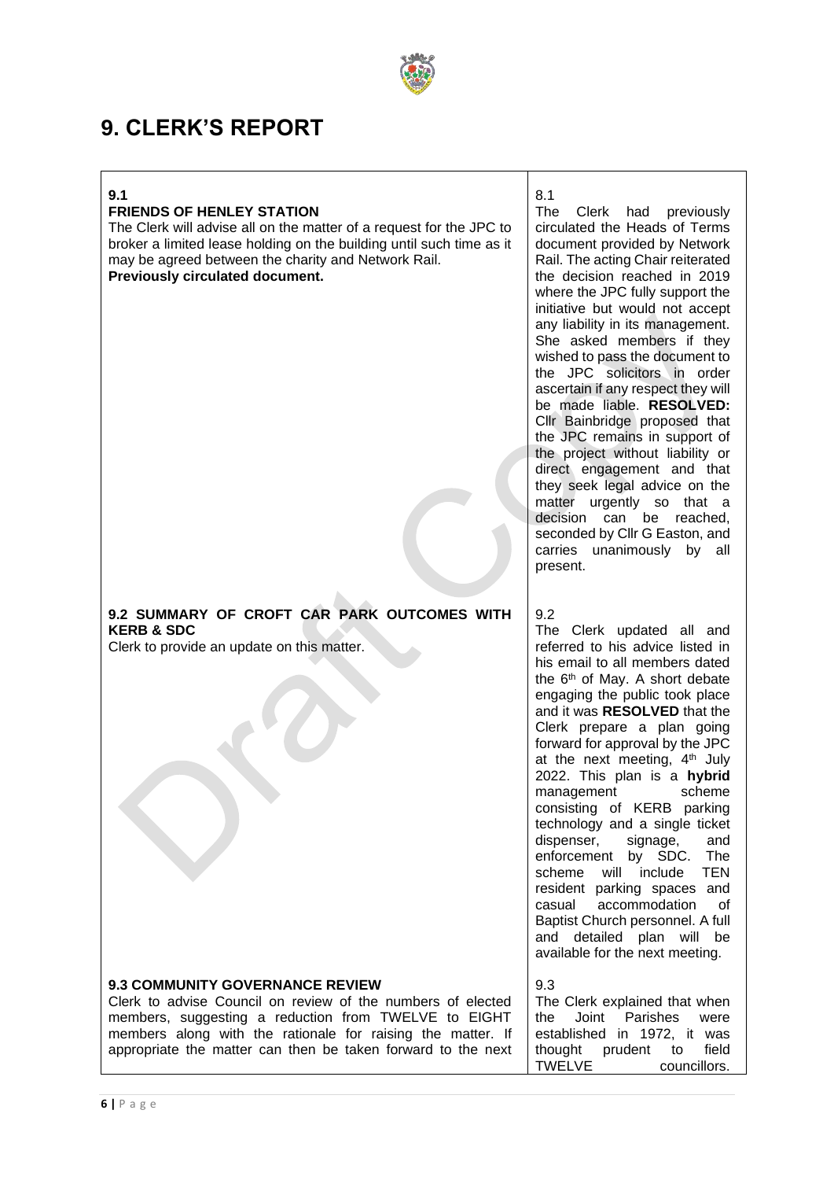# 9. CLERK'S REPORT

| | |
|---|---|
| **9.1**<br>**FRIENDS OF HENLEY STATION**<br>The Clerk will advise all on the matter of a request for the JPC to broker a limited lease holding on the building until such time as it may be agreed between the charity and Network Rail.<br>**Previously circulated document.** | 8.1<br>The Clerk had previously circulated the Heads of Terms document provided by Network Rail. The acting Chair reiterated the decision reached in 2019 where the JPC fully support the initiative but would not accept any liability in its management. She asked members if they wished to pass the document to the JPC solicitors in order ascertain if any respect they will be made liable. **RESOLVED:** Cllr Bainbridge proposed that the JPC remains in support of the project without liability or direct engagement and that they seek legal advice on the matter urgently so that a decision can be reached, seconded by Cllr G Easton, and carries unanimously by all present. |
| **9.2 SUMMARY OF CROFT CAR PARK OUTCOMES WITH KERB & SDC**<br>Clerk to provide an update on this matter. | 9.2<br>The Clerk updated all and referred to his advice listed in his email to all members dated the 6th of May. A short debate engaging the public took place and it was **RESOLVED** that the Clerk prepare a plan going forward for approval by the JPC at the next meeting, 4th July 2022. This plan is a **hybrid** management scheme consisting of KERB parking technology and a single ticket dispenser, signage, and enforcement by SDC. The scheme will include TEN resident parking spaces and casual accommodation of Baptist Church personnel. A full and detailed plan will be available for the next meeting. |
| **9.3 COMMUNITY GOVERNANCE REVIEW**<br>Clerk to advise Council on review of the numbers of elected members, suggesting a reduction from TWELVE to EIGHT members along with the rationale for raising the matter. If appropriate the matter can then be taken forward to the next | 9.3<br>The Clerk explained that when the Joint Parishes were established in 1972, it was thought prudent to field TWELVE councillors. |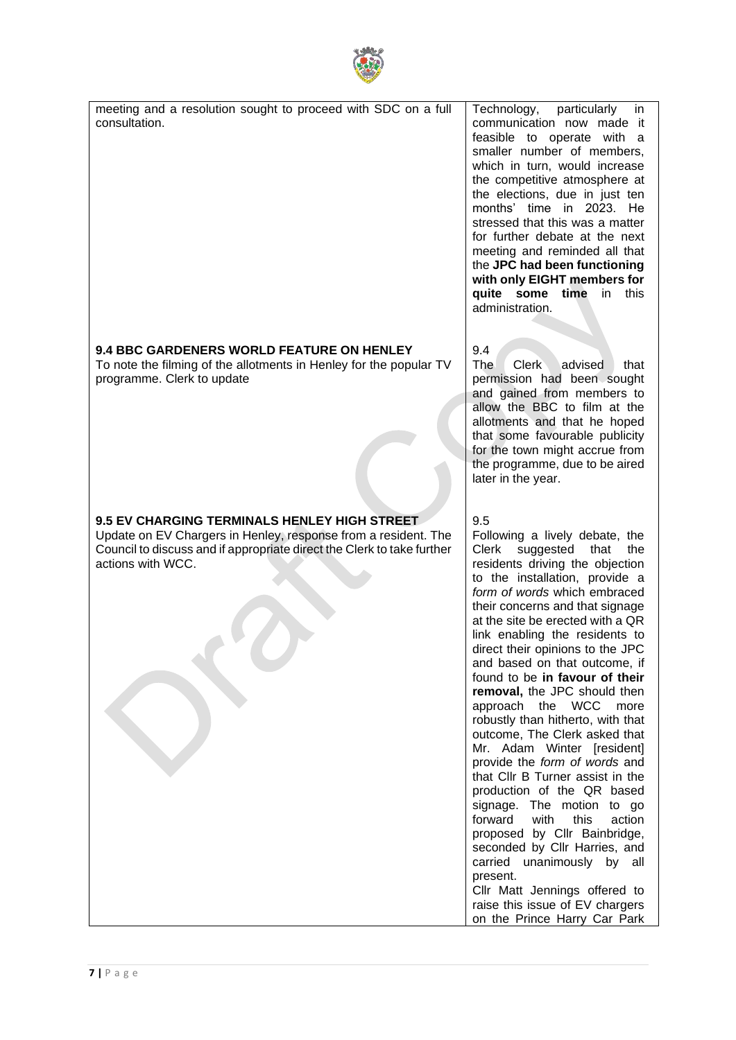| | |
|---|---|
| meeting and a resolution sought to proceed with SDC on a full consultation. | Technology, particularly in communication now made it feasible to operate with a smaller number of members, which in turn, would increase the competitive atmosphere at the elections, due in just ten months' time in 2023. He stressed that this was a matter for further debate at the next meeting and reminded all that the **JPC had been functioning with only EIGHT members for quite some time** in this administration. |
| **9.4 BBC GARDENERS WORLD FEATURE ON HENLEY**<br>To note the filming of the allotments in Henley for the popular TV programme. Clerk to update | 9.4<br>The Clerk advised that permission had been sought and gained from members to allow the BBC to film at the allotments and that he hoped that some favourable publicity for the town might accrue from the programme, due to be aired later in the year. |
| **9.5 EV CHARGING TERMINALS HENLEY HIGH STREET**<br>Update on EV Chargers in Henley, response from a resident. The Council to discuss and if appropriate direct the Clerk to take further actions with WCC. | 9.5<br>Following a lively debate, the Clerk suggested that the residents driving the objection to the installation, provide a *form of words* which embraced their concerns and that signage at the site be erected with a QR link enabling the residents to direct their opinions to the JPC and based on that outcome, if found to be **in favour of their removal,** the JPC should then approach the WCC more robustly than hitherto, with that outcome, The Clerk asked that Mr. Adam Winter [resident] provide the *form of words* and that Cllr B Turner assist in the production of the QR based signage. The motion to go forward with this action proposed by Cllr Bainbridge, seconded by Cllr Harries, and carried unanimously by all present.<br>Cllr Matt Jennings offered to raise this issue of EV chargers on the Prince Harry Car Park |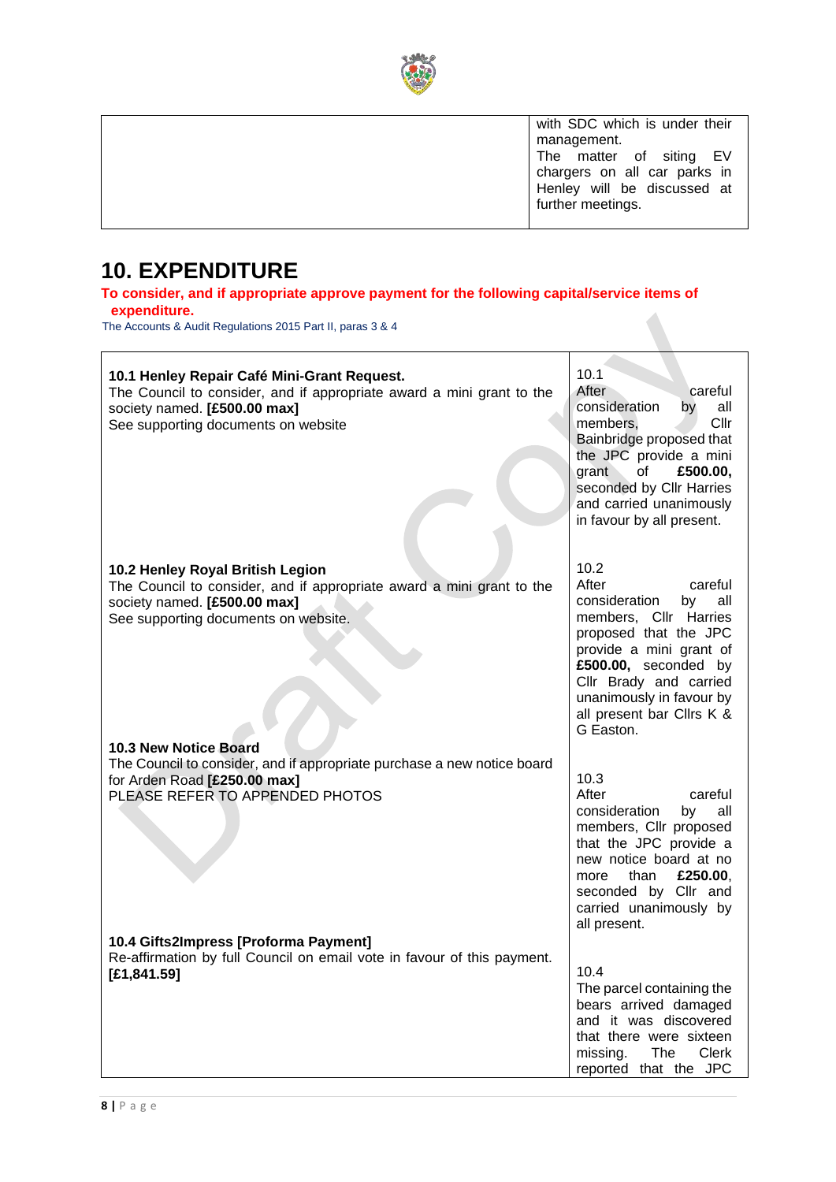| | with SDC which is under their management. The matter of siting EV chargers on all car parks in Henley will be discussed at further meetings. |
|---|---|

## 10. EXPENDITURE

**To consider, and if appropriate approve payment for the following capital/service items of expenditure.**

The Accounts & Audit Regulations 2015 Part II, paras 3 & 4

| | |
|---|---|
| **10.1 Henley Repair Café Mini-Grant Request.**<br>The Council to consider, and if appropriate award a mini grant to the society named. **[£500.00 max]**<br>See supporting documents on website | 10.1<br>After careful consideration by all members, Cllr Bainbridge proposed that the JPC provide a mini grant of **£500.00,** seconded by Cllr Harries and carried unanimously in favour by all present. |
| **10.2 Henley Royal British Legion**<br>The Council to consider, and if appropriate award a mini grant to the society named. **[£500.00 max]**<br>See supporting documents on website. | 10.2<br>After careful consideration by all members, Cllr Harries proposed that the JPC provide a mini grant of **£500.00,** seconded by Cllr Brady and carried unanimously in favour by all present bar Cllrs K & G Easton. |
| **10.3 New Notice Board**<br>The Council to consider, and if appropriate purchase a new notice board for Arden Road **[£250.00 max]**<br>PLEASE REFER TO APPENDED PHOTOS | 10.3<br>After careful consideration by all members, Cllr proposed that the JPC provide a new notice board at no more than **£250.00**, seconded by Cllr and carried unanimously by all present. |
| **10.4 Gifts2Impress [Proforma Payment]**<br>Re-affirmation by full Council on email vote in favour of this payment. **[£1,841.59]** | 10.4<br>The parcel containing the bears arrived damaged and it was discovered that there were sixteen missing. The Clerk reported that the JPC |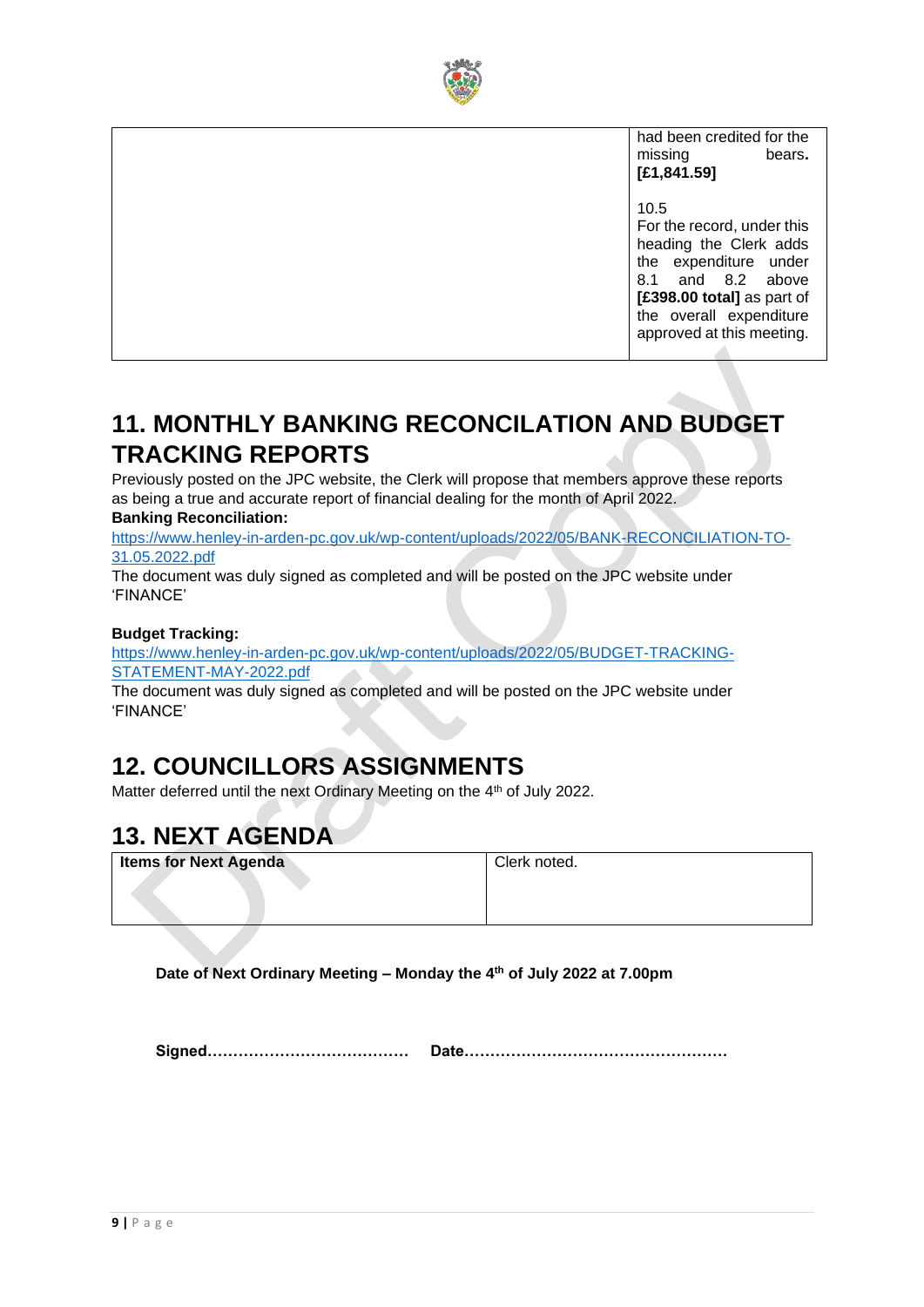| | |
|---|---|
| | had been credited for the missing bears. **[£1,841.59]**<br><br>10.5<br>For the record, under this heading the Clerk adds the expenditure under 8.1 and 8.2 above **[£398.00 total]** as part of the overall expenditure approved at this meeting. |

# 11. MONTHLY BANKING RECONCILATION AND BUDGET TRACKING REPORTS

Previously posted on the JPC website, the Clerk will propose that members approve these reports as being a true and accurate report of financial dealing for the month of April 2022.

**Banking Reconciliation:**

https://www.henley-in-arden-pc.gov.uk/wp-content/uploads/2022/05/BANK-RECONCILIATION-TO-31.05.2022.pdf

The document was duly signed as completed and will be posted on the JPC website under 'FINANCE'

**Budget Tracking:**

https://www.henley-in-arden-pc.gov.uk/wp-content/uploads/2022/05/BUDGET-TRACKING-STATEMENT-MAY-2022.pdf

The document was duly signed as completed and will be posted on the JPC website under 'FINANCE'

# 12. COUNCILLORS ASSIGNMENTS

Matter deferred until the next Ordinary Meeting on the 4th of July 2022.

# 13. NEXT AGENDA

| | |
|---|---|
| **Items for Next Agenda** | Clerk noted. |

**Date of Next Ordinary Meeting – Monday the 4th of July 2022 at 7.00pm**

**Signed………………………………… Date……………………………………………**